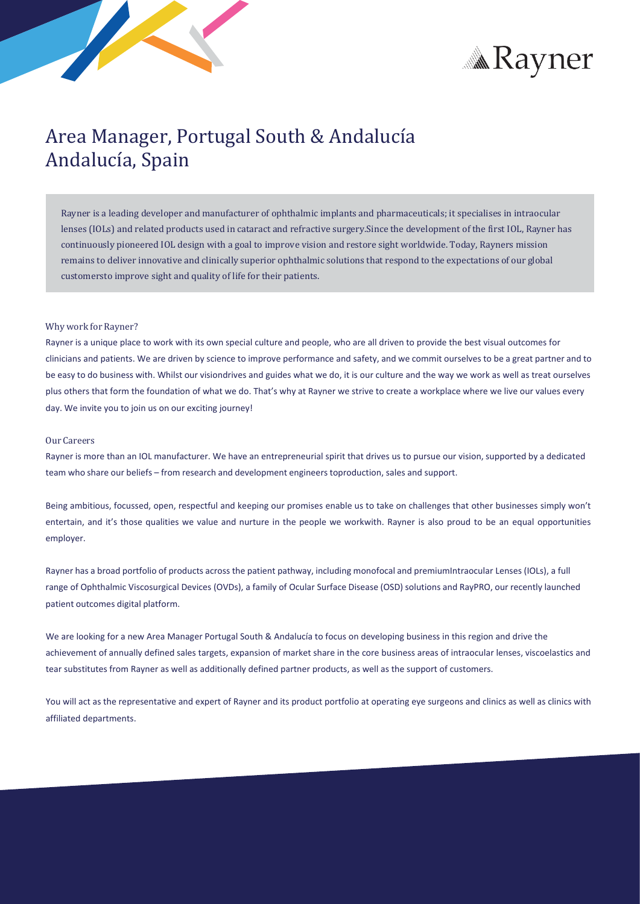# Area Manager, Portugal South & Andalucía
## Andalucía, Spain

Rayner is a leading developer and manufacturer of ophthalmic implants and pharmaceuticals; it specialises in intraocular lenses (IOLs) and related products used in cataract and refractive surgery.Since the development of the first IOL, Rayner has continuously pioneered IOL design with a goal to improve vision and restore sight worldwide. Today, Rayners mission remains to deliver innovative and clinically superior ophthalmic solutions that respond to the expectations of our global customersto improve sight and quality of life for their patients.

### Why work for Rayner?

Rayner is a unique place to work with its own special culture and people, who are all driven to provide the best visual outcomes for clinicians and patients. We are driven by science to improve performance and safety, and we commit ourselves to be a great partner and to be easy to do business with. Whilst our visiondrives and guides what we do, it is our culture and the way we work as well as treat ourselves plus others that form the foundation of what we do. That's why at Rayner we strive to create a workplace where we live our values every day. We invite you to join us on our exciting journey!

### Our Careers

Rayner is more than an IOL manufacturer. We have an entrepreneurial spirit that drives us to pursue our vision, supported by a dedicated team who share our beliefs – from research and development engineers toproduction, sales and support.

Being ambitious, focussed, open, respectful and keeping our promises enable us to take on challenges that other businesses simply won't entertain, and it's those qualities we value and nurture in the people we workwith. Rayner is also proud to be an equal opportunities employer.

Rayner has a broad portfolio of products across the patient pathway, including monofocal and premiumIntraocular Lenses (IOLs), a full range of Ophthalmic Viscosurgical Devices (OVDs), a family of Ocular Surface Disease (OSD) solutions and RayPRO, our recently launched patient outcomes digital platform.

We are looking for a new Area Manager Portugal South & Andalucía to focus on developing business in this region and drive the achievement of annually defined sales targets, expansion of market share in the core business areas of intraocular lenses, viscoelastics and tear substitutes from Rayner as well as additionally defined partner products, as well as the support of customers.

You will act as the representative and expert of Rayner and its product portfolio at operating eye surgeons and clinics as well as clinics with affiliated departments.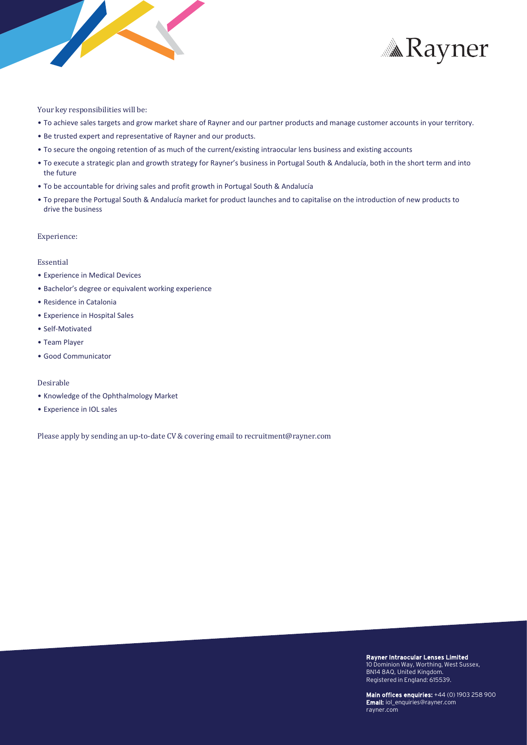Your key responsibilities will be:

- To achieve sales targets and grow market share of Rayner and our partner products and manage customer accounts in your territory.
- Be trusted expert and representative of Rayner and our products.
- To secure the ongoing retention of as much of the current/existing intraocular lens business and existing accounts
- To execute a strategic plan and growth strategy for Rayner's business in Portugal South & Andalucía, both in the short term and into the future
- To be accountable for driving sales and profit growth in Portugal South & Andalucía
- To prepare the Portugal South & Andalucía market for product launches and to capitalise on the introduction of new products to drive the business

Experience:

Essential

- Experience in Medical Devices
- Bachelor's degree or equivalent working experience
- Residence in Catalonia
- Experience in Hospital Sales
- Self-Motivated
- Team Player
- Good Communicator

Desirable

- Knowledge of the Ophthalmology Market
- Experience in IOL sales

Please apply by sending an up-to-date CV & covering email to recruitment@rayner.com